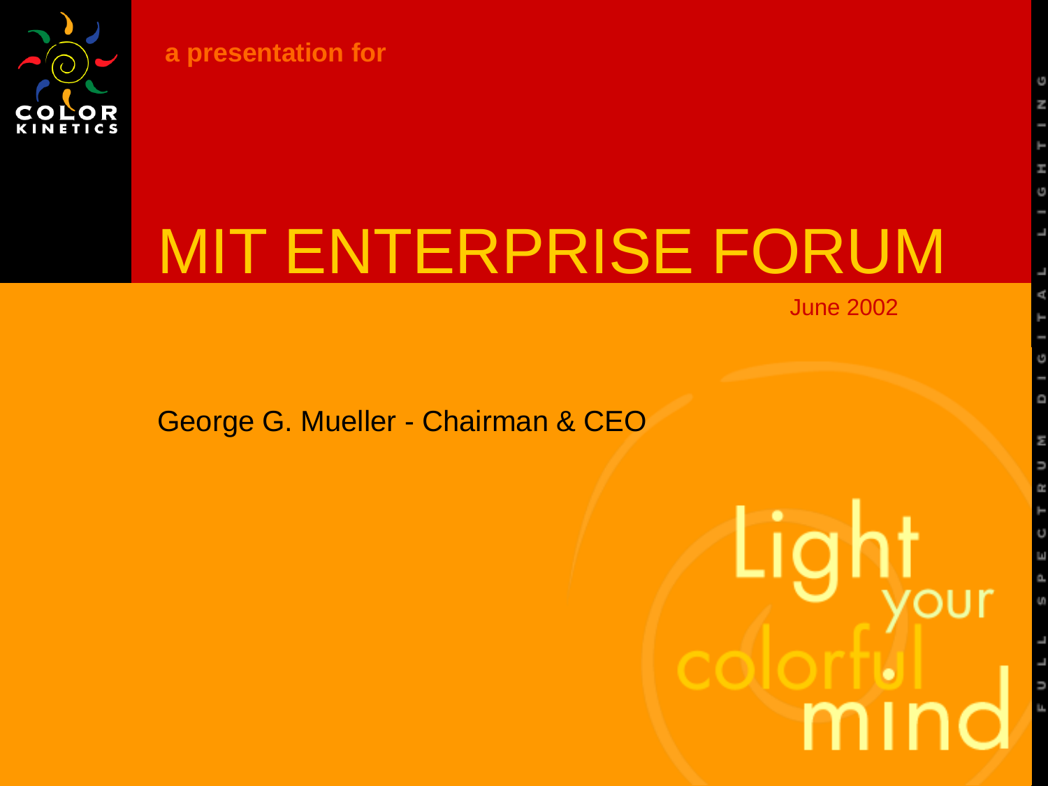COLOR KINETICS

a presentation for

# MIT ENTERPRISE FORUM

June 2002

George G. Mueller - Chairman & CEO

Light your colorful mind

FULL SPECTRUM DIGITAL LIGHTING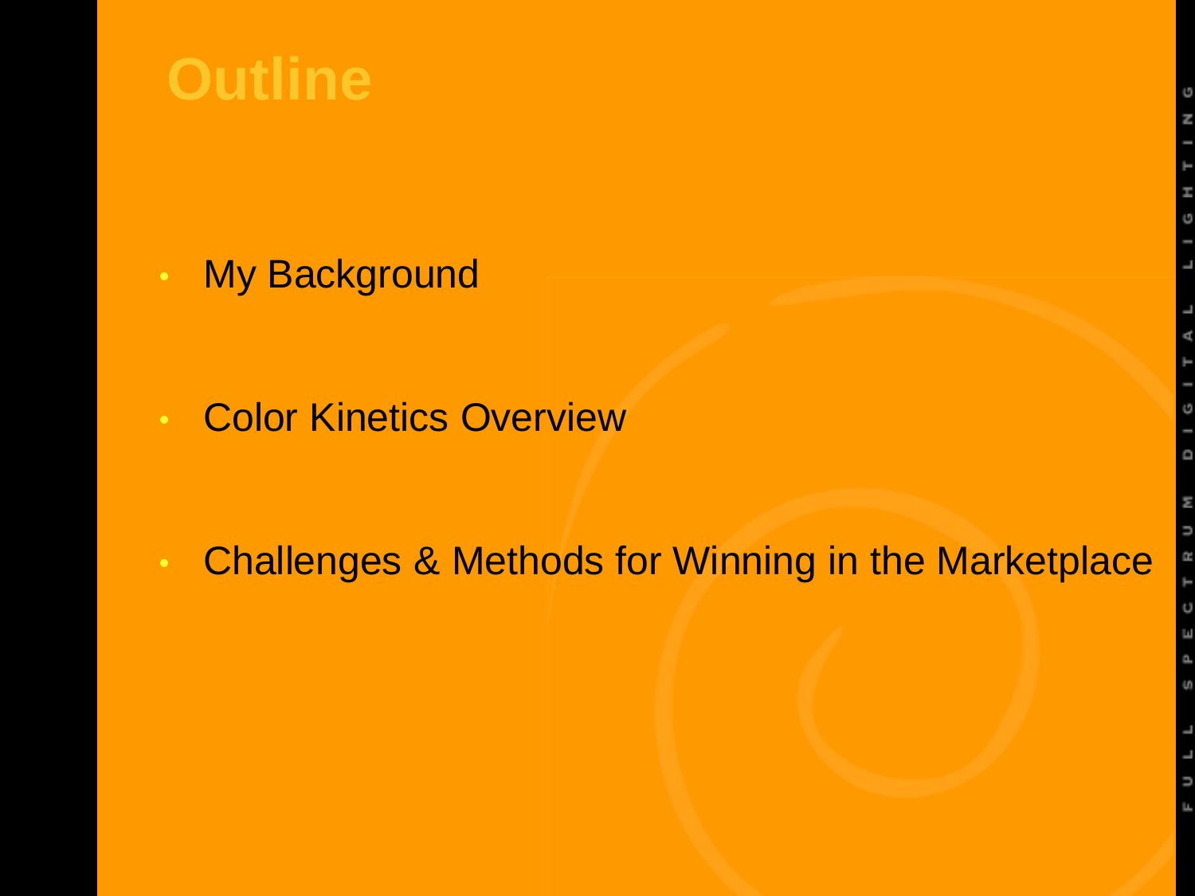# Outline

- My Background
- Color Kinetics Overview
- Challenges & Methods for Winning in the Marketplace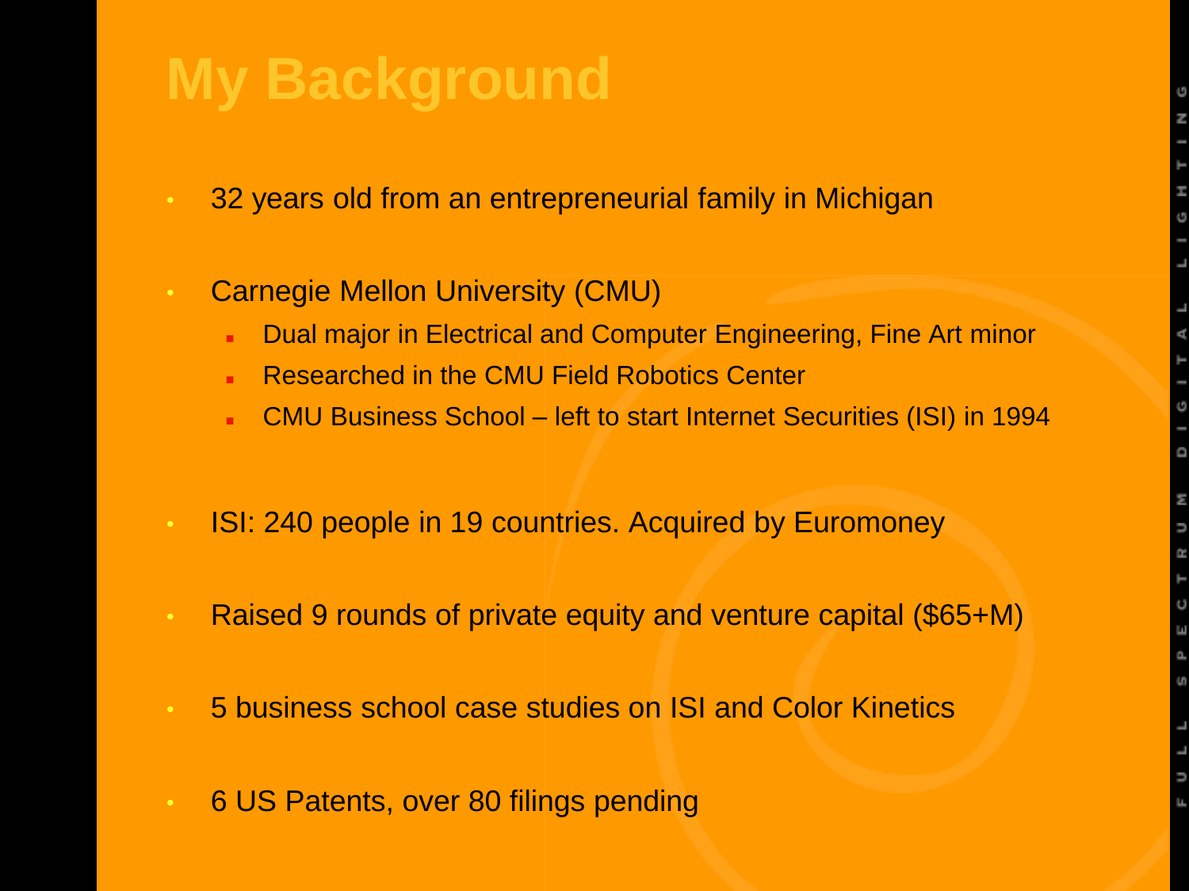# My Background

- 32 years old from an entrepreneurial family in Michigan
- Carnegie Mellon University (CMU)
  - Dual major in Electrical and Computer Engineering, Fine Art minor
  - Researched in the CMU Field Robotics Center
  - CMU Business School – left to start Internet Securities (ISI) in 1994
- ISI: 240 people in 19 countries. Acquired by Euromoney
- Raised 9 rounds of private equity and venture capital ($65+M)
- 5 business school case studies on ISI and Color Kinetics
- 6 US Patents, over 80 filings pending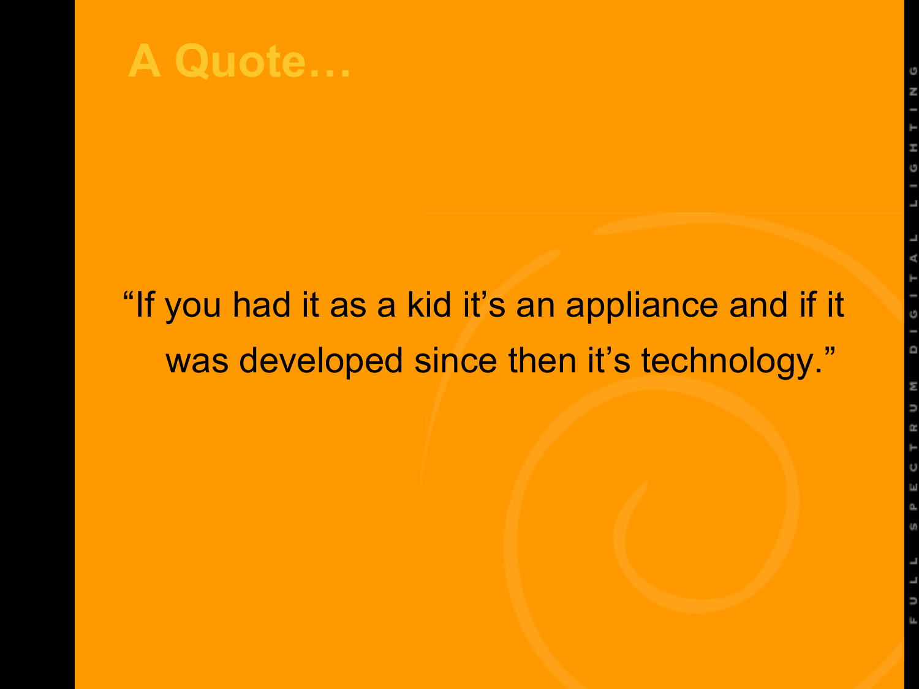# A Quote…

"If you had it as a kid it's an appliance and if it was developed since then it's technology."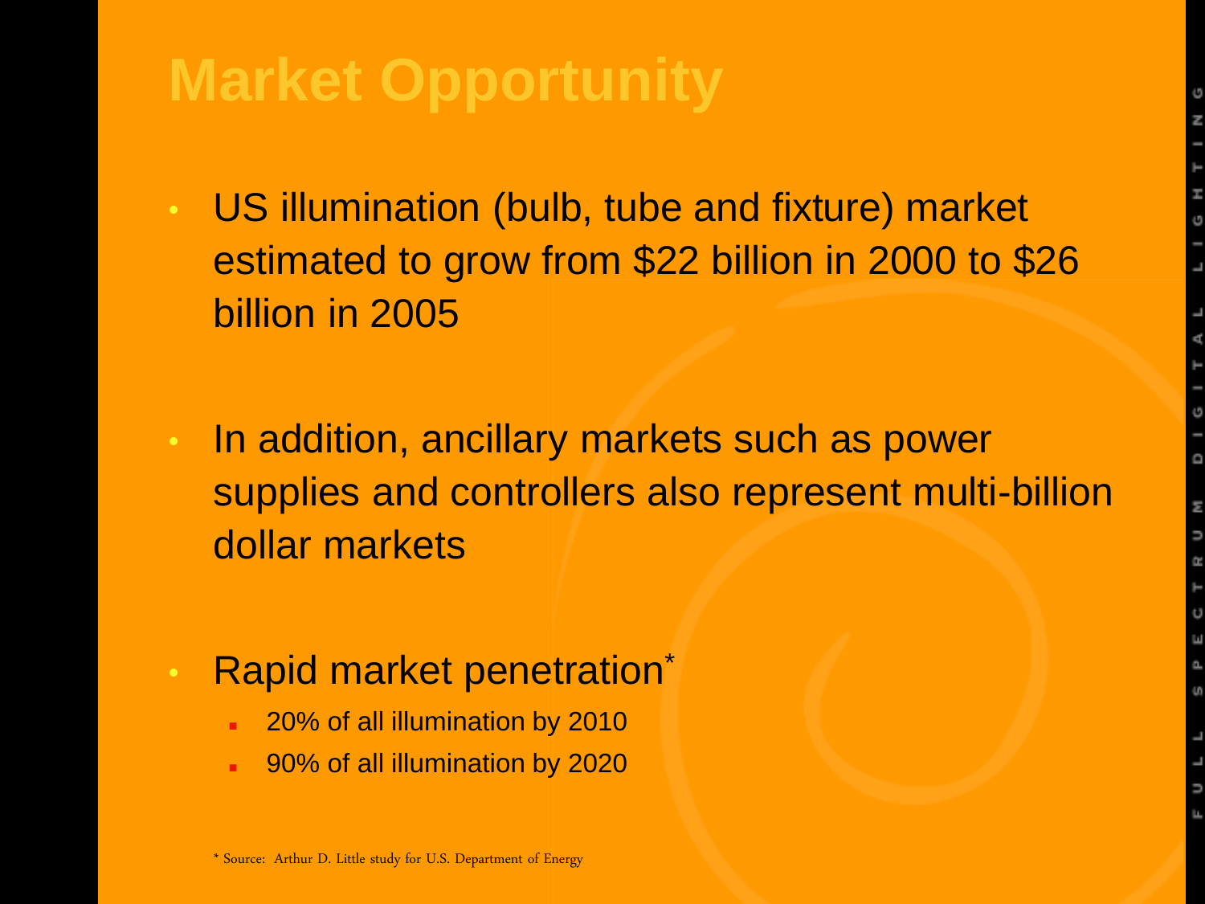# Market Opportunity

- US illumination (bulb, tube and fixture) market estimated to grow from $22 billion in 2000 to $26 billion in 2005
- In addition, ancillary markets such as power supplies and controllers also represent multi-billion dollar markets
- Rapid market penetration*
  - 20% of all illumination by 2010
  - 90% of all illumination by 2020

* Source: Arthur D. Little study for U.S. Department of Energy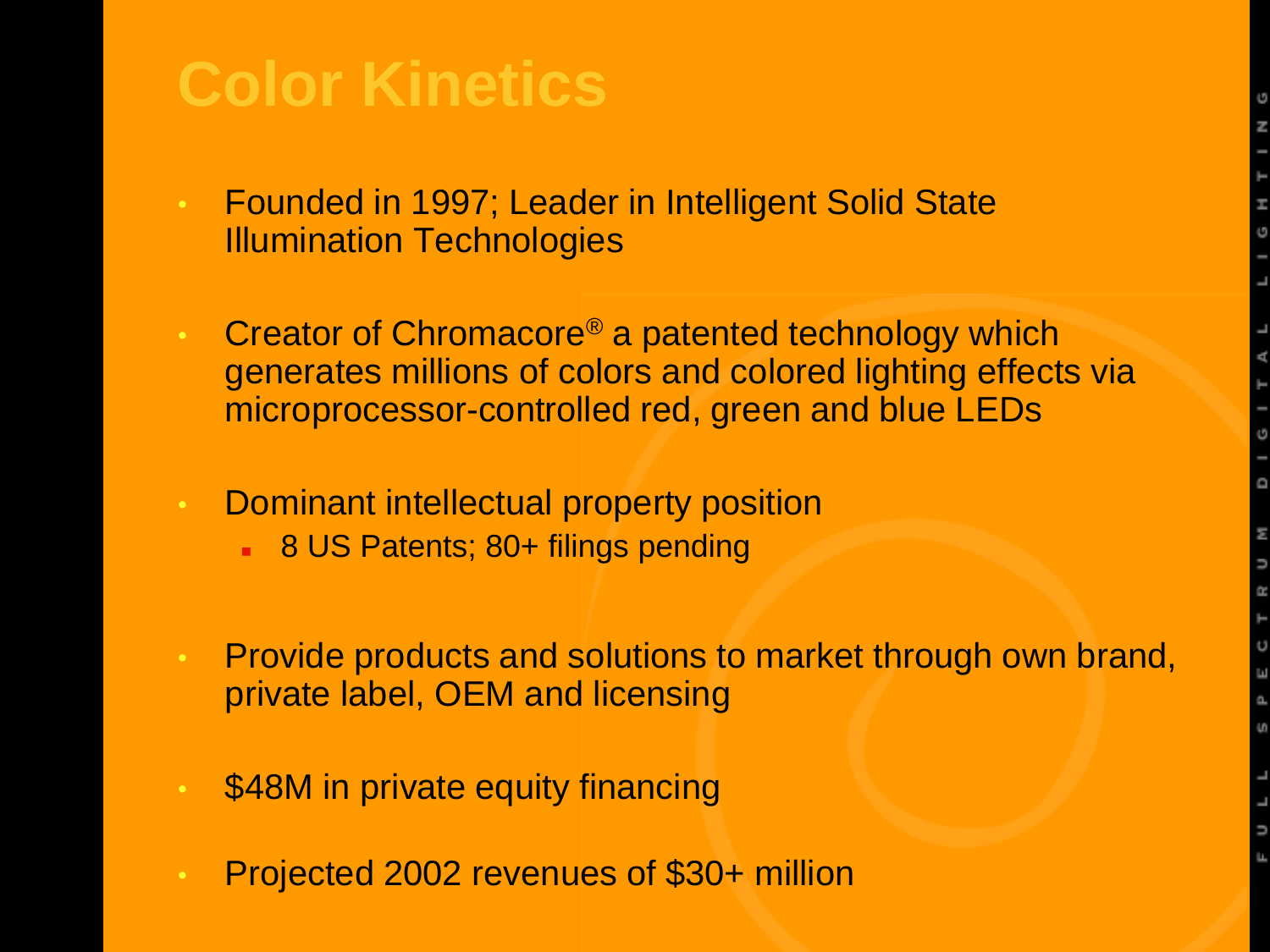# Color Kinetics

- Founded in 1997; Leader in Intelligent Solid State Illumination Technologies
- Creator of Chromacore® a patented technology which generates millions of colors and colored lighting effects via microprocessor-controlled red, green and blue LEDs
- Dominant intellectual property position
  - 8 US Patents; 80+ filings pending
- Provide products and solutions to market through own brand, private label, OEM and licensing
- $48M in private equity financing
- Projected 2002 revenues of $30+ million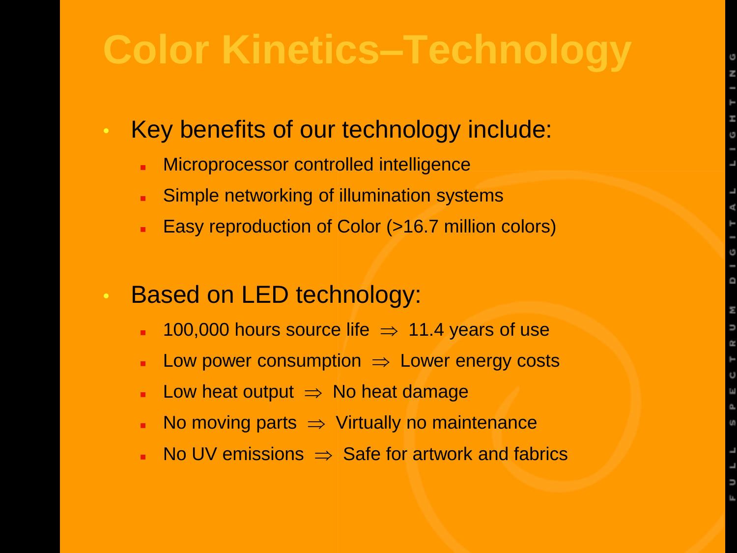# Color Kinetics–Technology

- Key benefits of our technology include:
  - Microprocessor controlled intelligence
  - Simple networking of illumination systems
  - Easy reproduction of Color (>16.7 million colors)

- Based on LED technology:
  - 100,000 hours source life $\Rightarrow$ 11.4 years of use
  - Low power consumption $\Rightarrow$ Lower energy costs
  - Low heat output $\Rightarrow$ No heat damage
  - No moving parts $\Rightarrow$ Virtually no maintenance
  - No UV emissions $\Rightarrow$ Safe for artwork and fabrics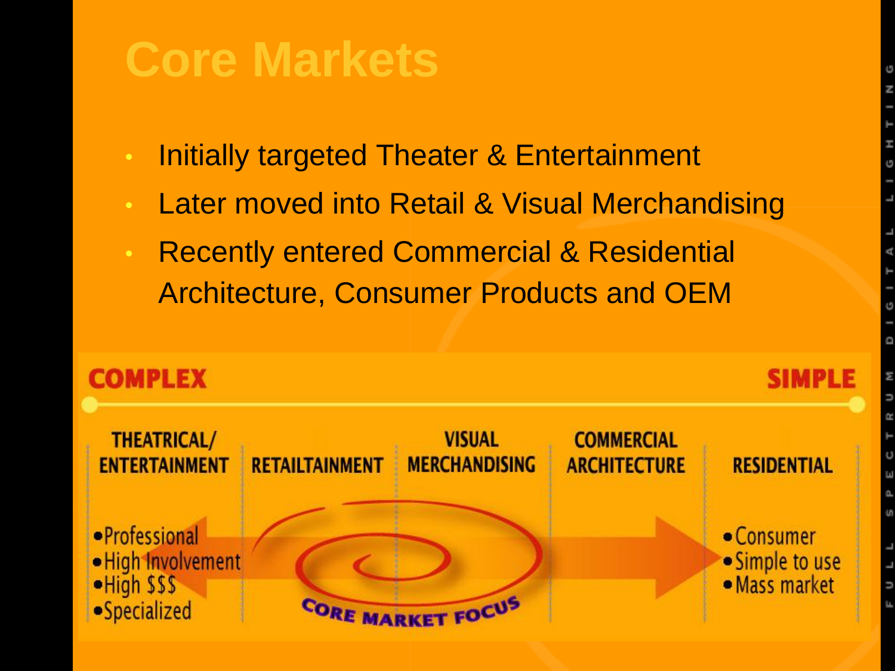# Core Markets

- Initially targeted Theater & Entertainment
- Later moved into Retail & Visual Merchandising
- Recently entered Commercial & Residential Architecture, Consumer Products and OEM

**COMPLEX** — **SIMPLE**

| THEATRICAL/ ENTERTAINMENT | RETAILTAINMENT | VISUAL MERCHANDISING | COMMERCIAL ARCHITECTURE | RESIDENTIAL |
|---|---|---|---|---|
| • Professional<br>• High Involvement<br>• High $$$<br>• Specialized | | | | • Consumer<br>• Simple to use<br>• Mass market |

CORE MARKET FOCUS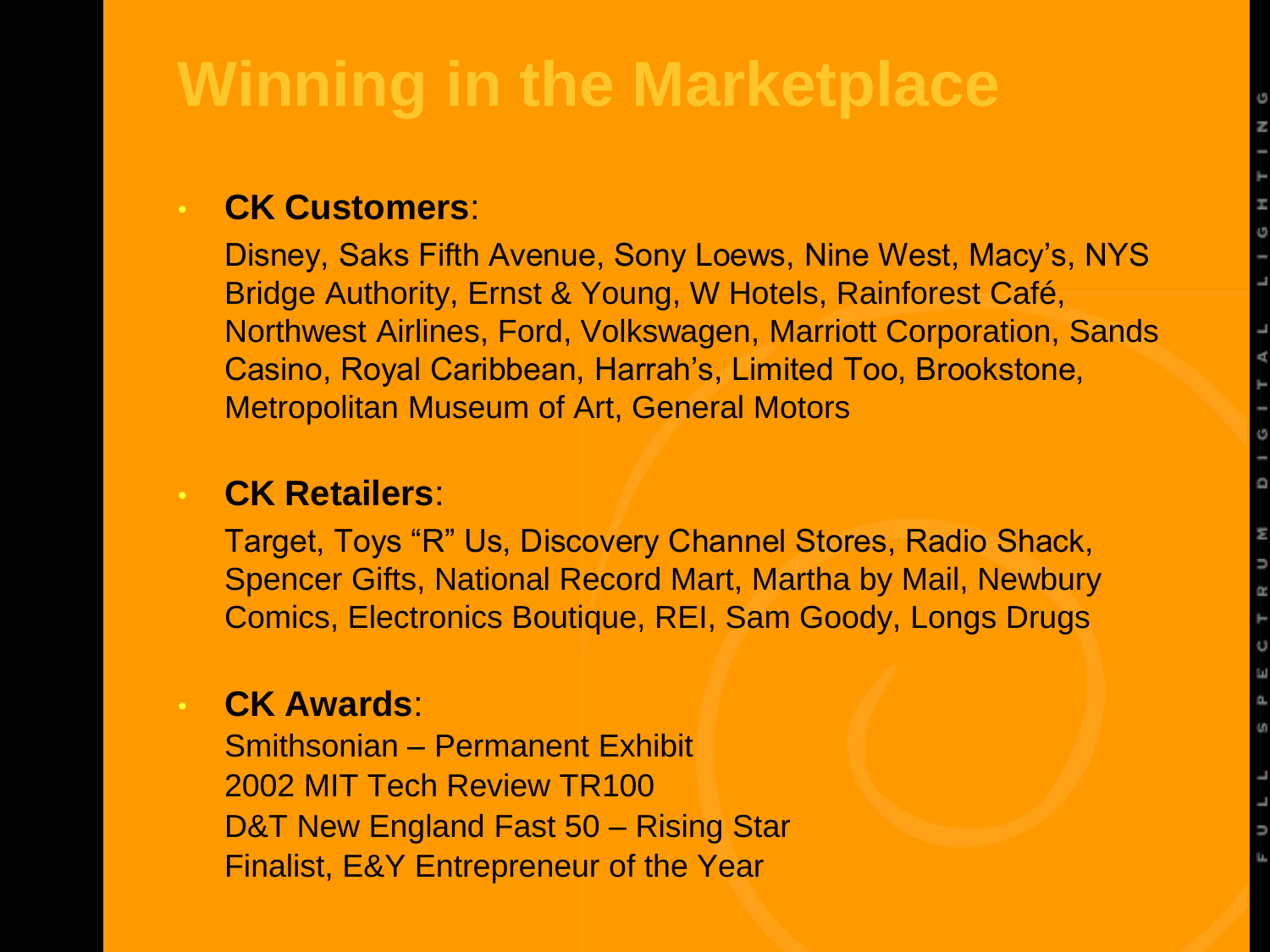# Winning in the Marketplace

- **CK Customers**:

  Disney, Saks Fifth Avenue, Sony Loews, Nine West, Macy's, NYS Bridge Authority, Ernst & Young, W Hotels, Rainforest Café, Northwest Airlines, Ford, Volkswagen, Marriott Corporation, Sands Casino, Royal Caribbean, Harrah's, Limited Too, Brookstone, Metropolitan Museum of Art, General Motors

- **CK Retailers**:

  Target, Toys "R" Us, Discovery Channel Stores, Radio Shack, Spencer Gifts, National Record Mart, Martha by Mail, Newbury Comics, Electronics Boutique, REI, Sam Goody, Longs Drugs

- **CK Awards**:

  Smithsonian – Permanent Exhibit
  2002 MIT Tech Review TR100
  D&T New England Fast 50 – Rising Star
  Finalist, E&Y Entrepreneur of the Year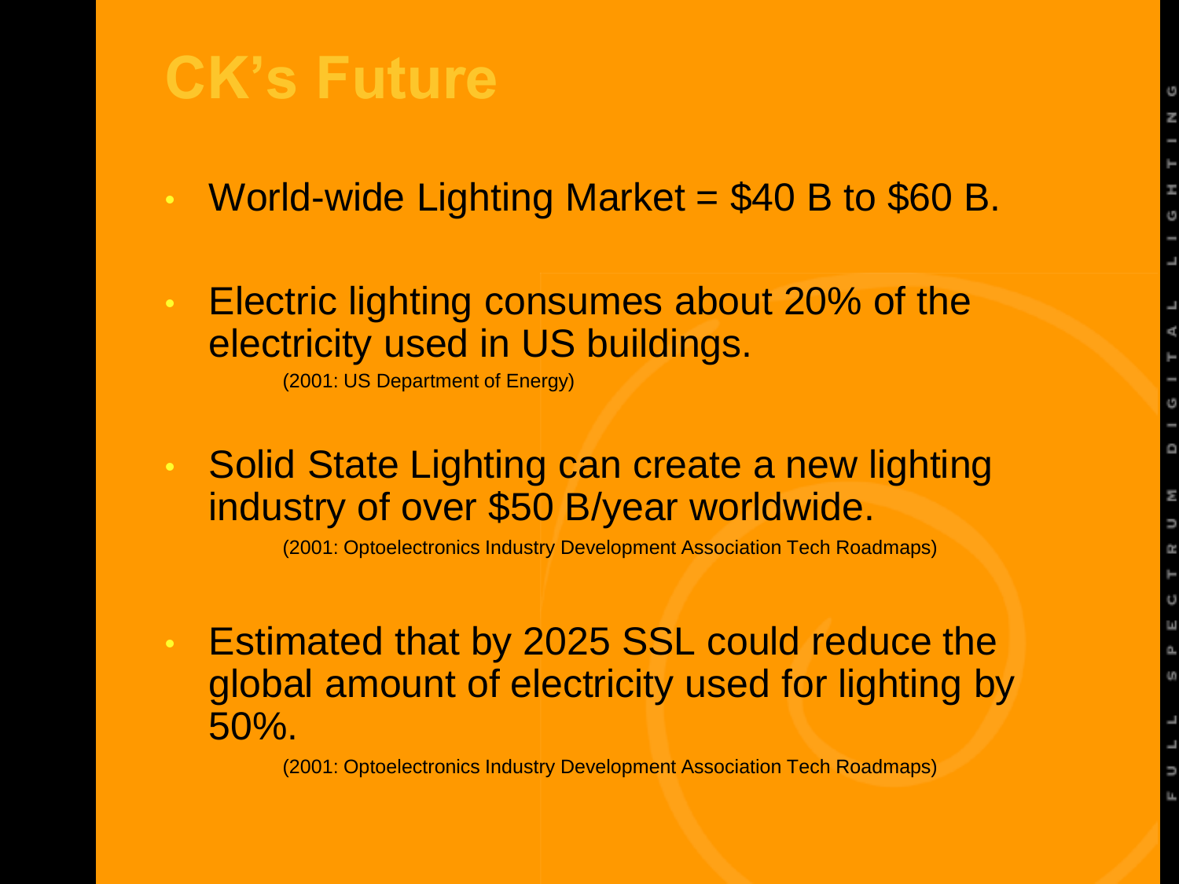# CK's Future

- World-wide Lighting Market = $40 B to $60 B.
- Electric lighting consumes about 20% of the electricity used in US buildings.

  (2001: US Department of Energy)
- Solid State Lighting can create a new lighting industry of over $50 B/year worldwide.

  (2001: Optoelectronics Industry Development Association Tech Roadmaps)
- Estimated that by 2025 SSL could reduce the global amount of electricity used for lighting by 50%.

  (2001: Optoelectronics Industry Development Association Tech Roadmaps)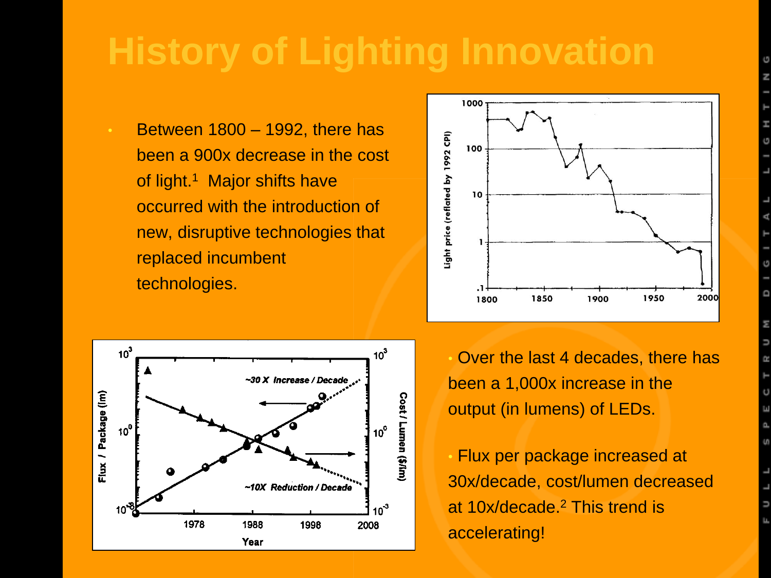# History of Lighting Innovation

- Between 1800 – 1992, there has been a 900x decrease in the cost of light.[1] Major shifts have occurred with the introduction of new, disruptive technologies that replaced incumbent technologies.

- Over the last 4 decades, there has been a 1,000x increase in the output (in lumens) of LEDs.

- Flux per package increased at 30x/decade, cost/lumen decreased at 10x/decade.[2] This trend is accelerating!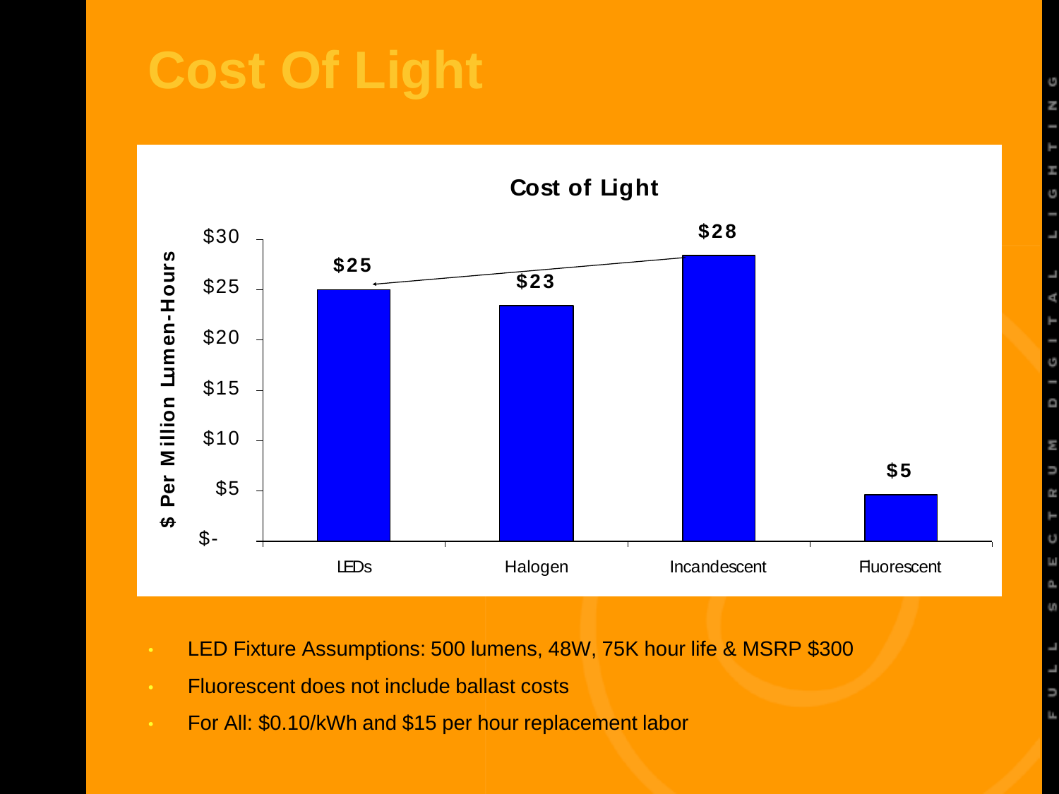# Cost Of Light

**Cost of Light**

| | LEDs | Halogen | Incandescent | Fluorescent |
|---|---|---|---|---|
| $ Per Million Lumen-Hours | $25 | $23 | $28 | $5 |

- LED Fixture Assumptions: 500 lumens, 48W, 75K hour life & MSRP $300
- Fluorescent does not include ballast costs
- For All: $0.10/kWh and $15 per hour replacement labor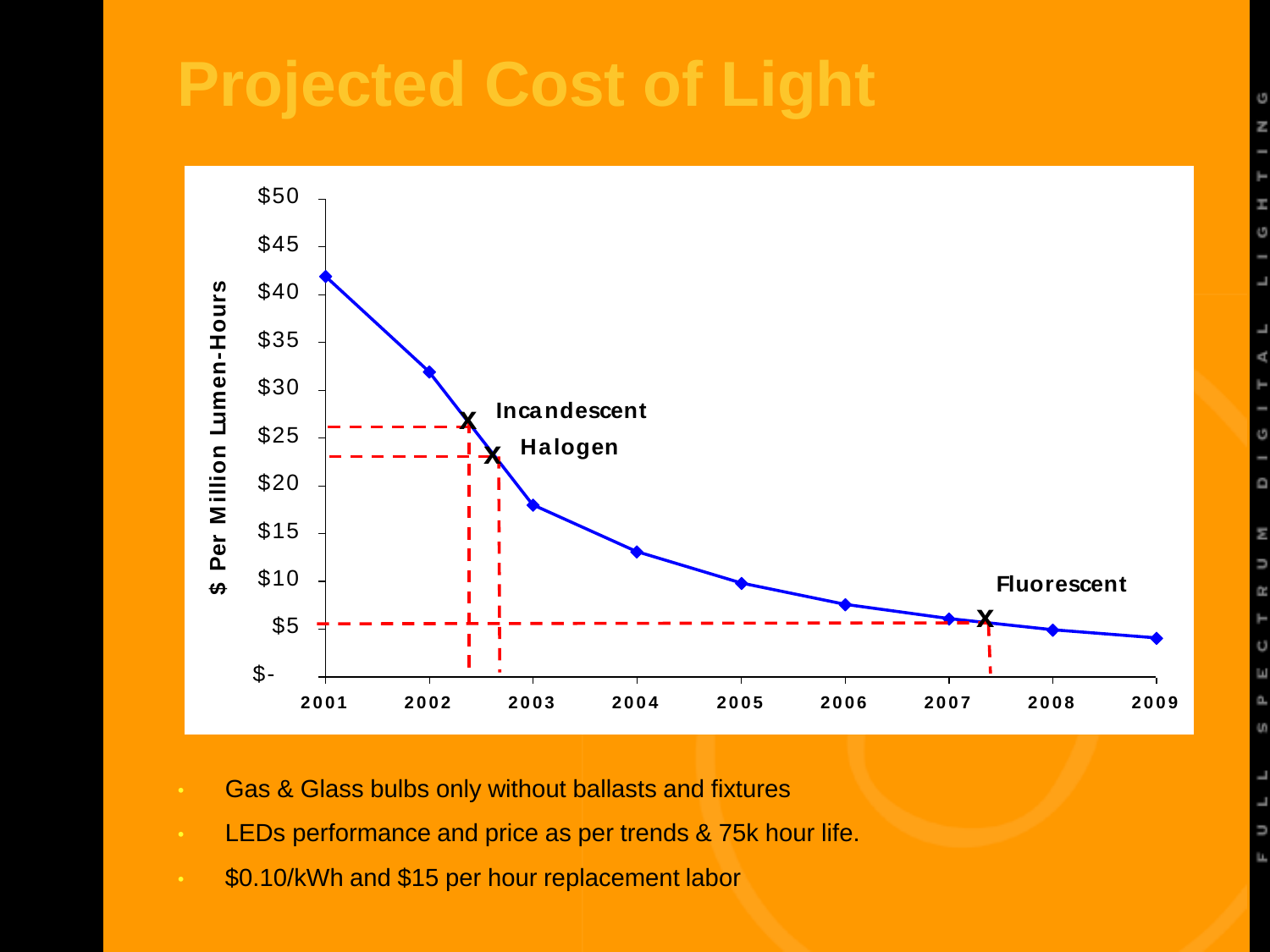# Projected Cost of Light

- Gas & Glass bulbs only without ballasts and fixtures
- LEDs performance and price as per trends & 75k hour life.
- $0.10/kWh and $15 per hour replacement labor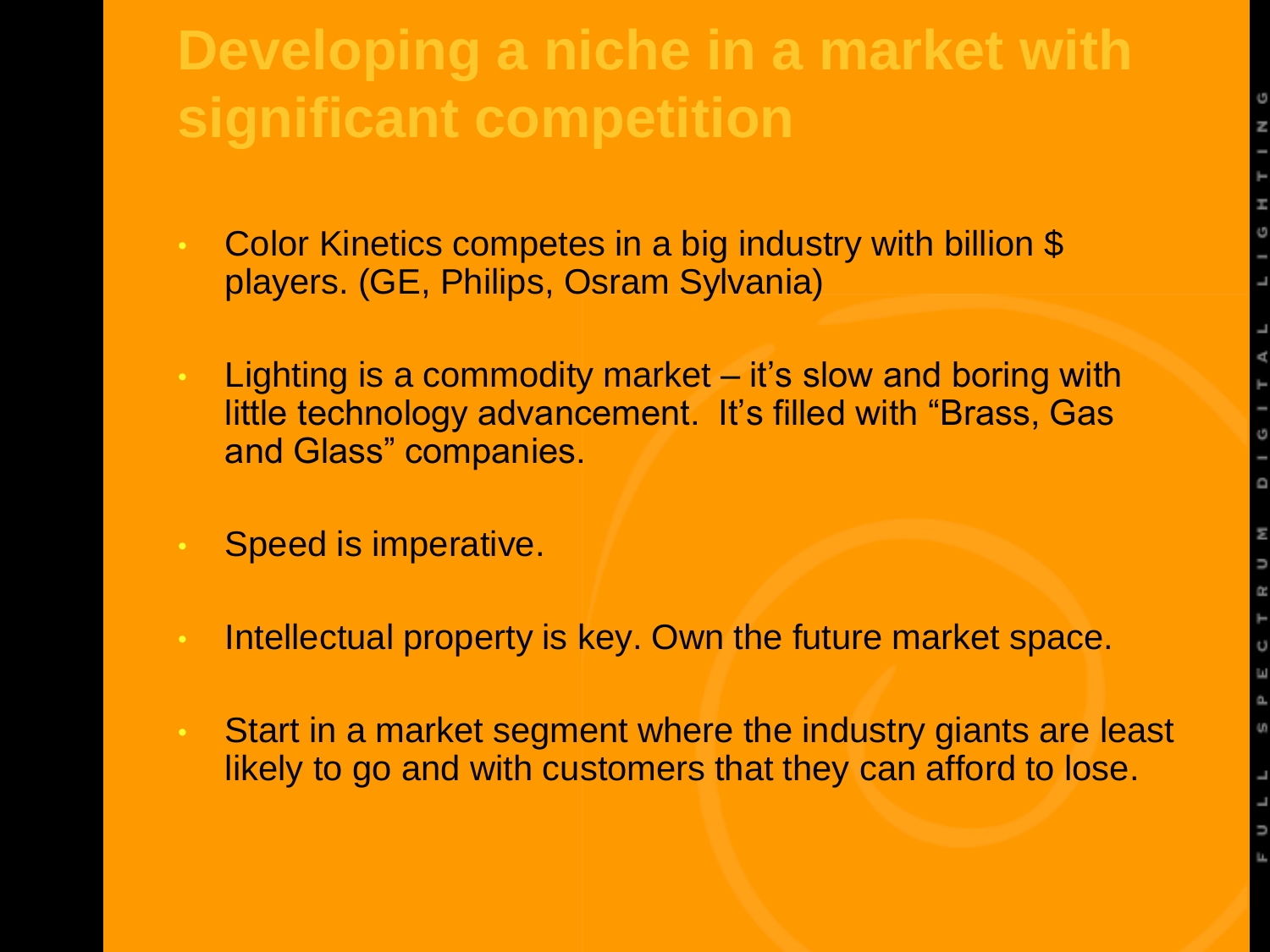# Developing a niche in a market with significant competition

- Color Kinetics competes in a big industry with billion $ players. (GE, Philips, Osram Sylvania)
- Lighting is a commodity market – it's slow and boring with little technology advancement. It's filled with "Brass, Gas and Glass" companies.
- Speed is imperative.
- Intellectual property is key. Own the future market space.
- Start in a market segment where the industry giants are least likely to go and with customers that they can afford to lose.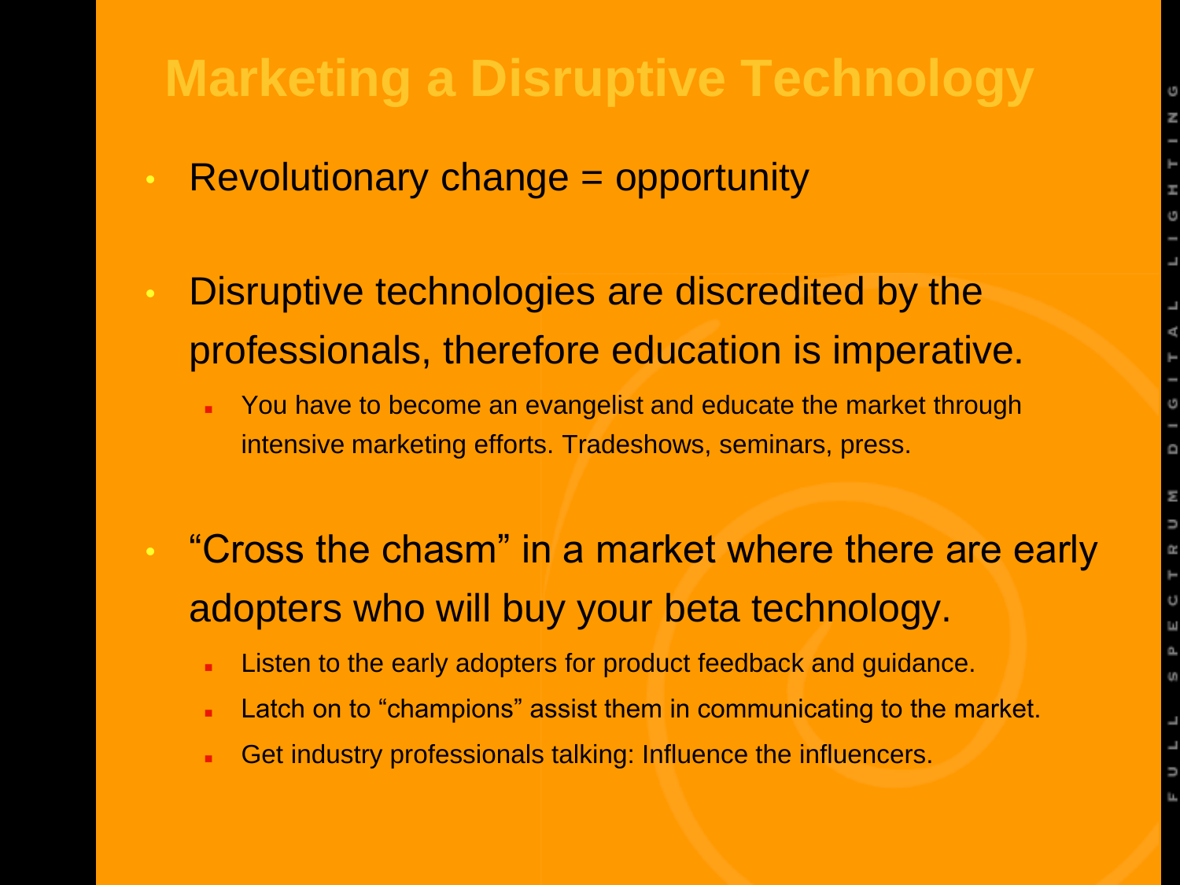# Marketing a Disruptive Technology

- Revolutionary change = opportunity
- Disruptive technologies are discredited by the professionals, therefore education is imperative.
  - You have to become an evangelist and educate the market through intensive marketing efforts. Tradeshows, seminars, press.
- “Cross the chasm” in a market where there are early adopters who will buy your beta technology.
  - Listen to the early adopters for product feedback and guidance.
  - Latch on to “champions” assist them in communicating to the market.
  - Get industry professionals talking: Influence the influencers.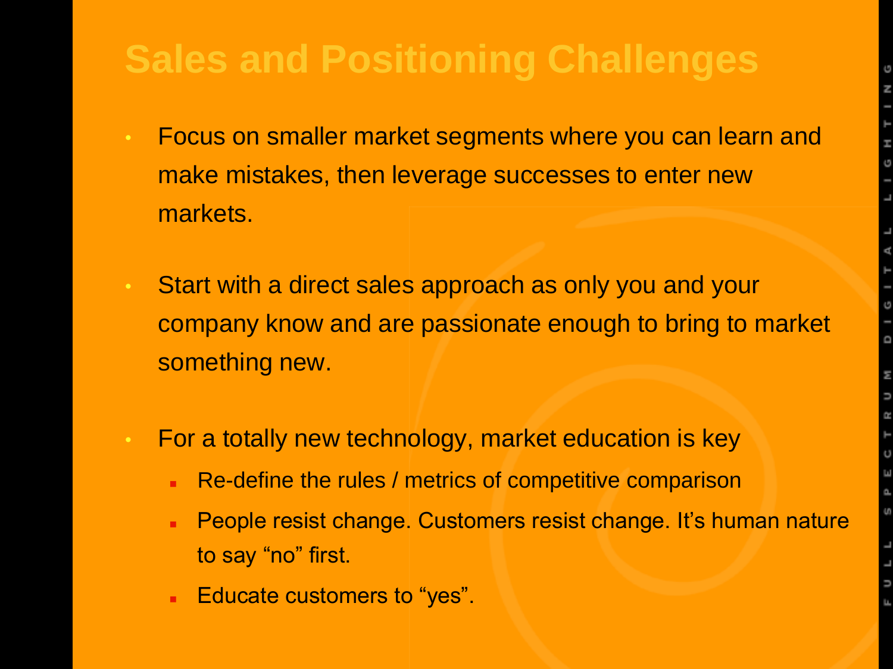# Sales and Positioning Challenges

- Focus on smaller market segments where you can learn and make mistakes, then leverage successes to enter new markets.
- Start with a direct sales approach as only you and your company know and are passionate enough to bring to market something new.
- For a totally new technology, market education is key
  - Re-define the rules / metrics of competitive comparison
  - People resist change. Customers resist change. It's human nature to say "no" first.
  - Educate customers to "yes".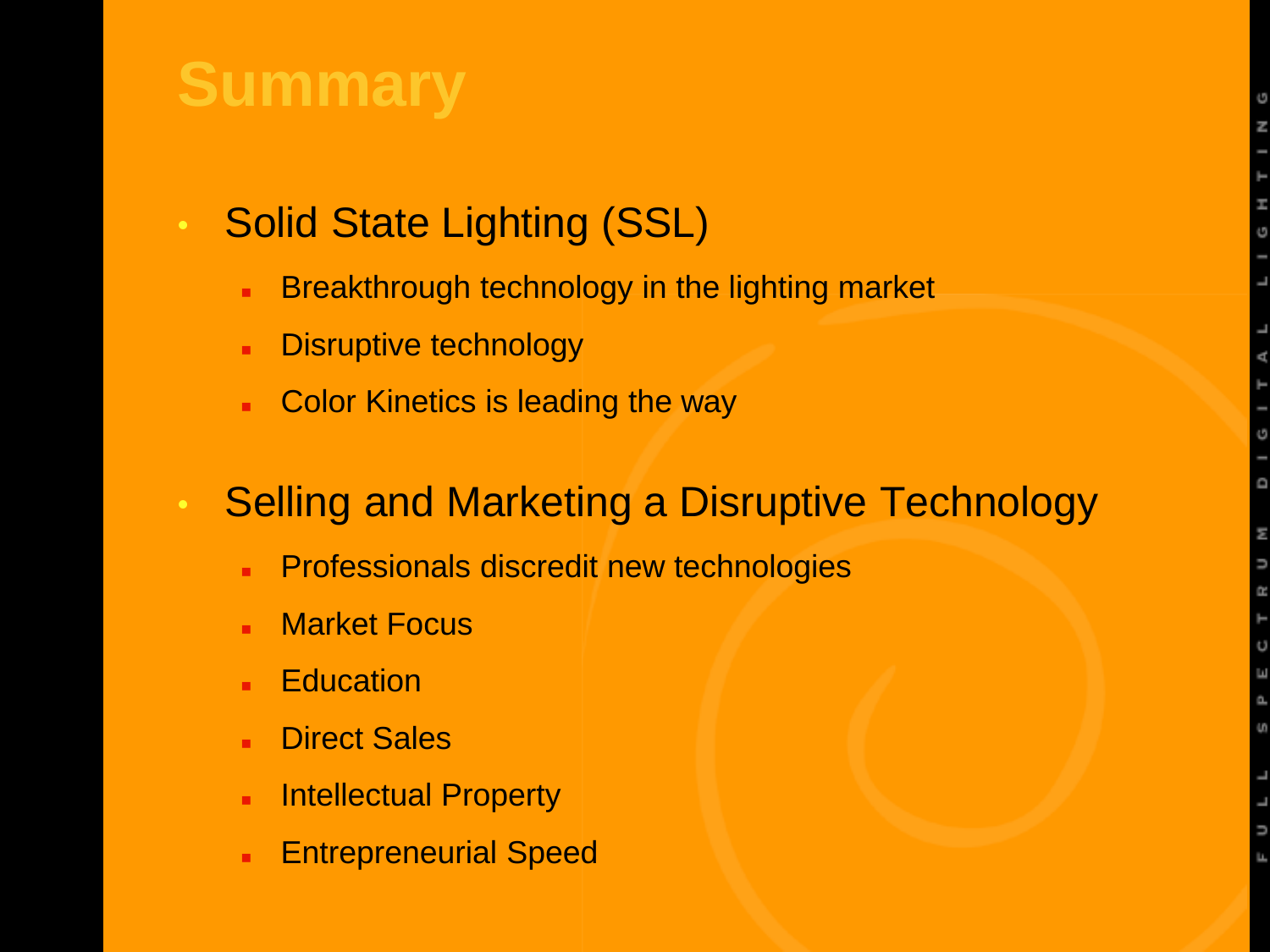# Summary

- Solid State Lighting (SSL)
  - Breakthrough technology in the lighting market
  - Disruptive technology
  - Color Kinetics is leading the way
- Selling and Marketing a Disruptive Technology
  - Professionals discredit new technologies
  - Market Focus
  - Education
  - Direct Sales
  - Intellectual Property
  - Entrepreneurial Speed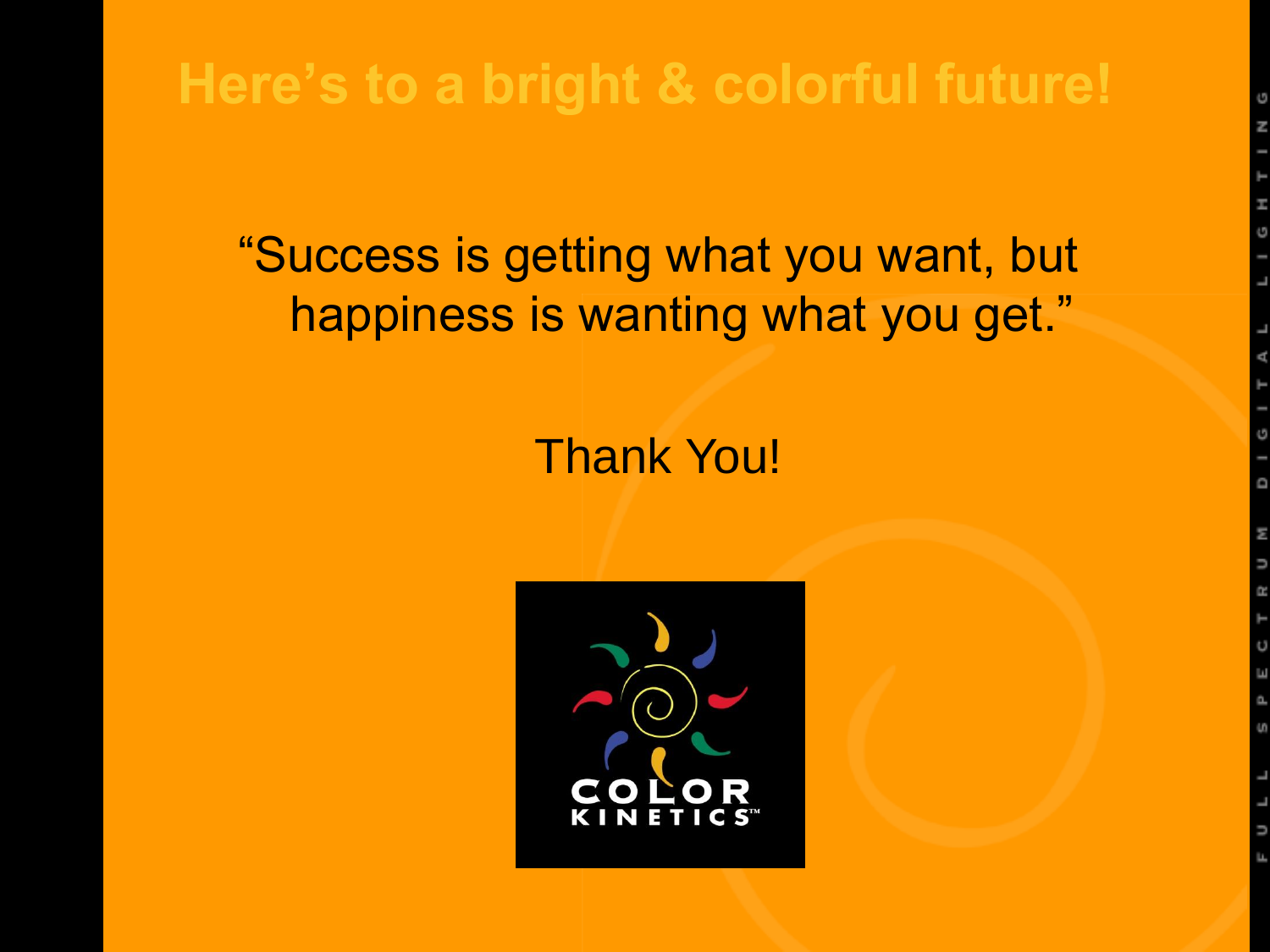# Here's to a bright & colorful future!

"Success is getting what you want, but happiness is wanting what you get."

Thank You!

COLOR KINETICS™

FULL SPECTRUM DIGITAL LIGHTING